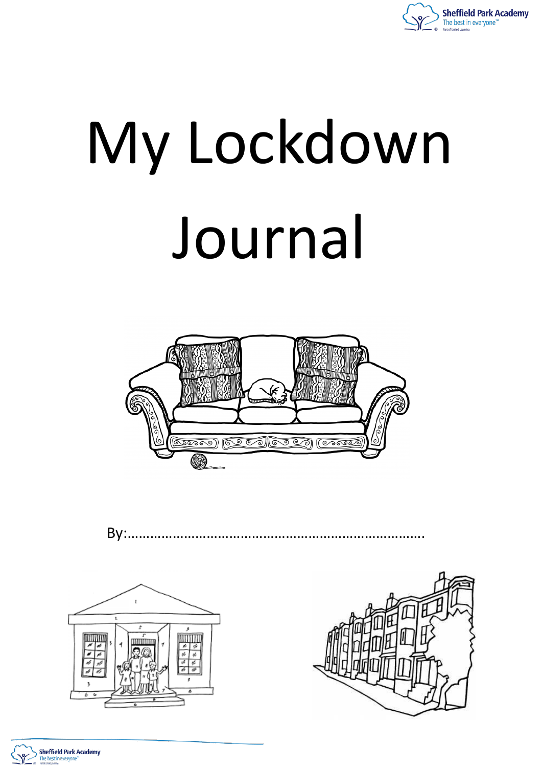# My Lockdown Journal

By:……………………………………………………………………….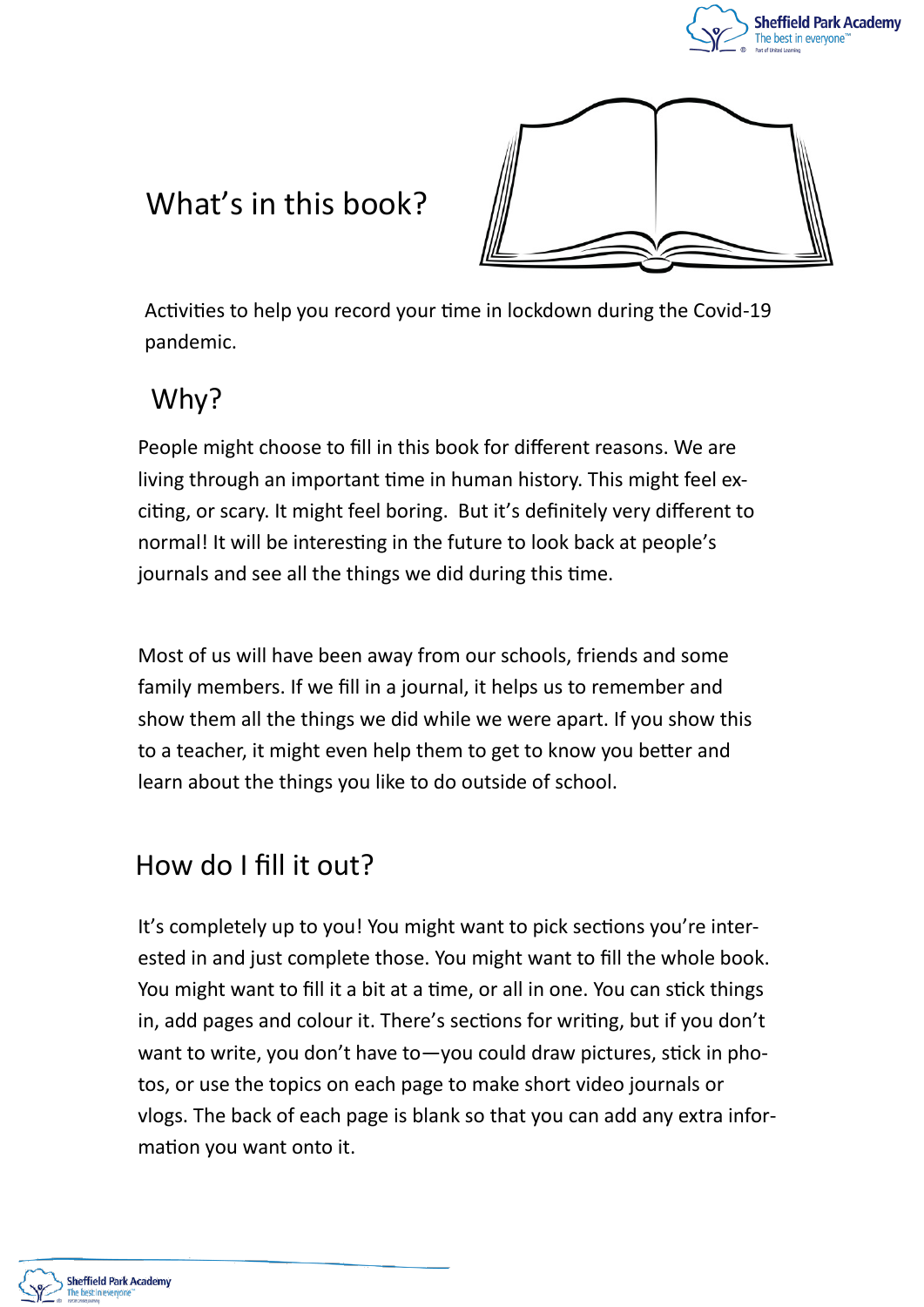## What's in this book?

Activities to help you record your time in lockdown during the Covid-19 pandemic.

## Why?

People might choose to fill in this book for different reasons. We are living through an important time in human history. This might feel exciting, or scary. It might feel boring. But it's definitely very different to normal! It will be interesting in the future to look back at people's journals and see all the things we did during this time.

Most of us will have been away from our schools, friends and some family members. If we fill in a journal, it helps us to remember and show them all the things we did while we were apart. If you show this to a teacher, it might even help them to get to know you better and learn about the things you like to do outside of school.

## How do I fill it out?

It's completely up to you! You might want to pick sections you're interested in and just complete those. You might want to fill the whole book. You might want to fill it a bit at a time, or all in one. You can stick things in, add pages and colour it. There's sections for writing, but if you don't want to write, you don't have to—you could draw pictures, stick in photos, or use the topics on each page to make short video journals or vlogs. The back of each page is blank so that you can add any extra information you want onto it.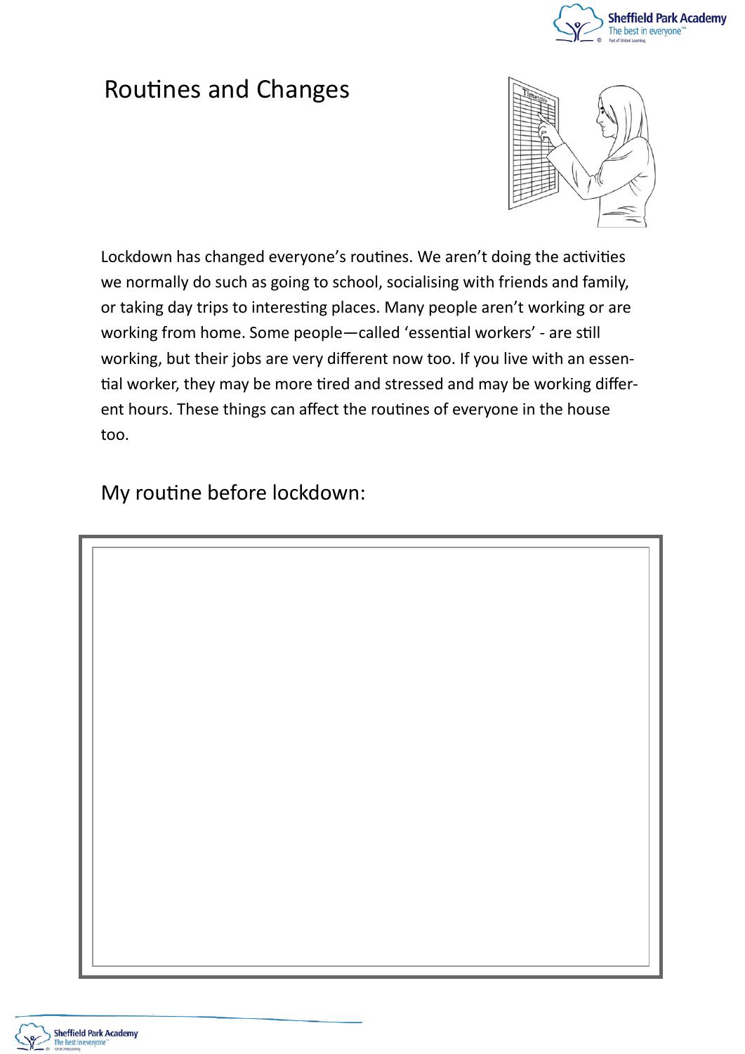# Routines and Changes

Lockdown has changed everyone's routines. We aren't doing the activities we normally do such as going to school, socialising with friends and family, or taking day trips to interesting places. Many people aren't working or are working from home. Some people—called 'essential workers' - are still working, but their jobs are very different now too. If you live with an essential worker, they may be more tired and stressed and may be working different hours. These things can affect the routines of everyone in the house too.

## My routine before lockdown: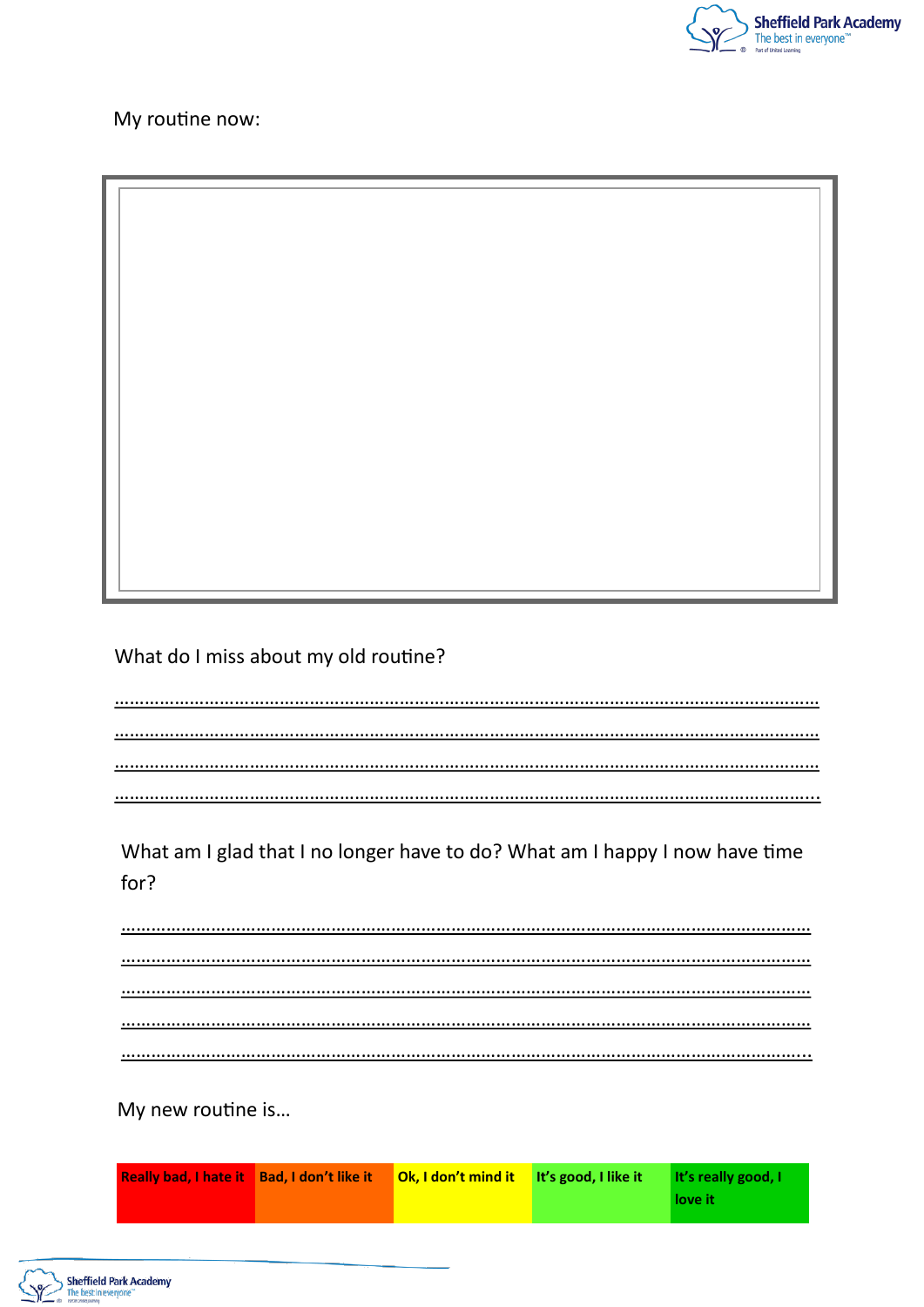My routine now:

What do I miss about my old routine?

…………………………………………………………………………………………………………………………………

…………………………………………………………………………………………………………………………………

…………………………………………………………………………………………………………………………………

…………………………………………………………………………………………………………………………………

What am I glad that I no longer have to do? What am I happy I now have time for?

…………………………………………………………………………………………………………………………………

…………………………………………………………………………………………………………………………………

…………………………………………………………………………………………………………………………………

…………………………………………………………………………………………………………………………………

…………………………………………………………………………………………………………………………………

My new routine is…

| **Really bad, I hate it** | **Bad, I don't like it** | **Ok, I don't mind it** | **It's good, I like it** | **It's really good, I love it** |
| --- | --- | --- | --- | --- |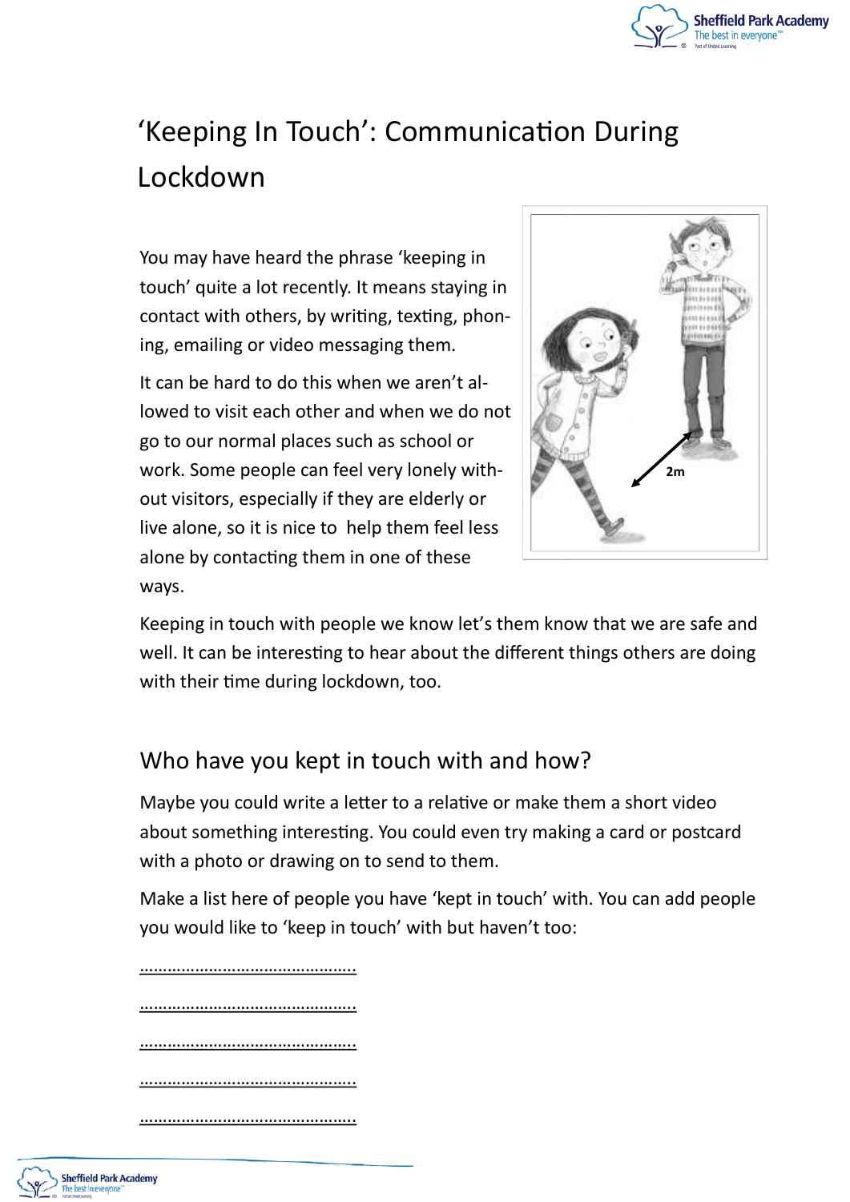# 'Keeping In Touch': Communication During Lockdown

You may have heard the phrase 'keeping in touch' quite a lot recently. It means staying in contact with others, by writing, texting, phoning, emailing or video messaging them.

It can be hard to do this when we aren't allowed to visit each other and when we do not go to our normal places such as school or work. Some people can feel very lonely without visitors, especially if they are elderly or live alone, so it is nice to help them feel less alone by contacting them in one of these ways.

Keeping in touch with people we know let's them know that we are safe and well. It can be interesting to hear about the different things others are doing with their time during lockdown, too.

## Who have you kept in touch with and how?

Maybe you could write a letter to a relative or make them a short video about something interesting. You could even try making a card or postcard with a photo or drawing on to send to them.

Make a list here of people you have 'kept in touch' with. You can add people you would like to 'keep in touch' with but haven't too:

…………………………………………

…………………………………………

…………………………………………

…………………………………………

…………………………………………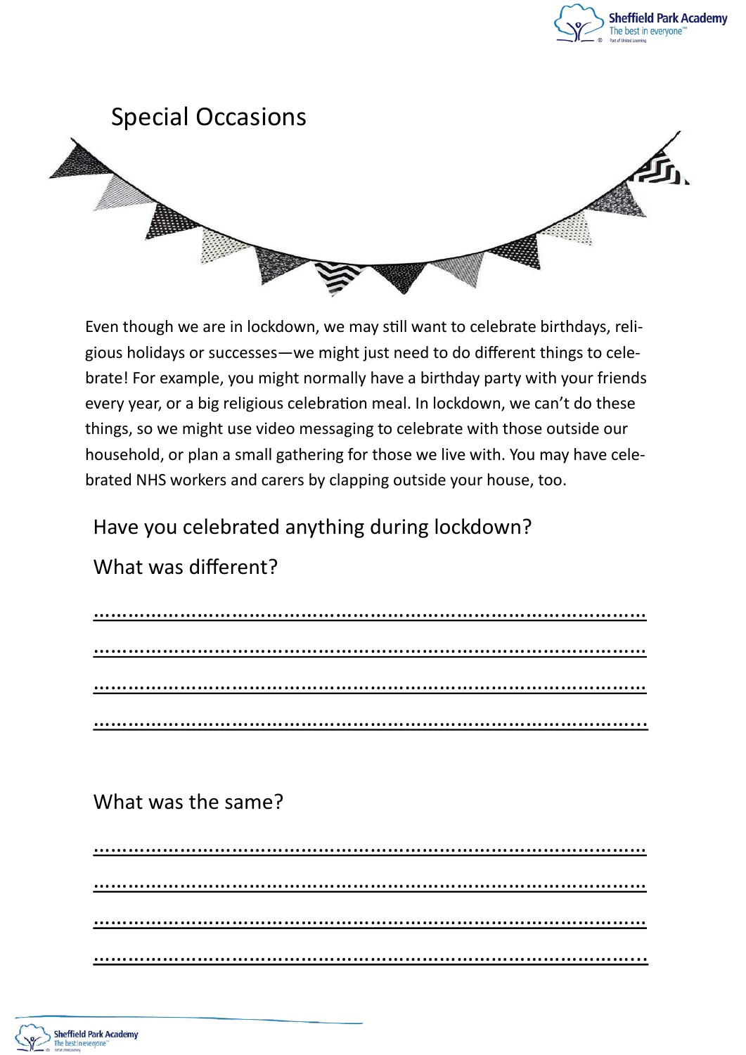# Special Occasions

Even though we are in lockdown, we may still want to celebrate birthdays, religious holidays or successes—we might just need to do different things to celebrate! For example, you might normally have a birthday party with your friends every year, or a big religious celebration meal. In lockdown, we can't do these things, so we might use video messaging to celebrate with those outside our household, or plan a small gathering for those we live with. You may have celebrated NHS workers and carers by clapping outside your house, too.

Have you celebrated anything during lockdown?

What was different?

..............................................................................................

..............................................................................................

..............................................................................................

..............................................................................................

What was the same?

..............................................................................................

..............................................................................................

..............................................................................................

..............................................................................................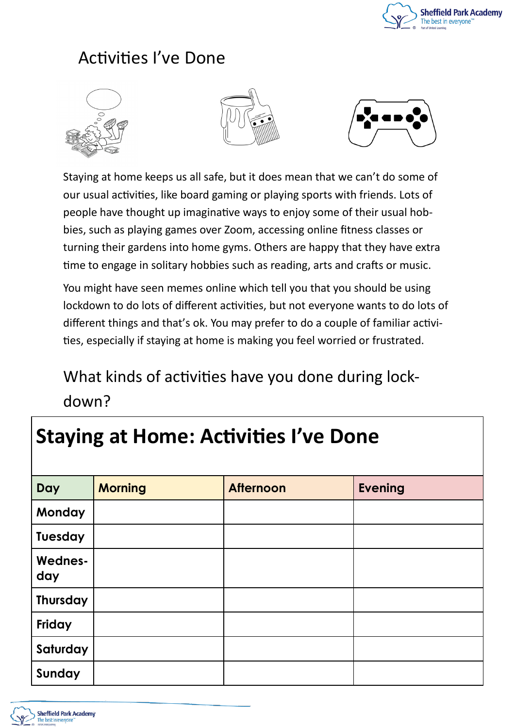# Activities I've Done

Staying at home keeps us all safe, but it does mean that we can't do some of our usual activities, like board gaming or playing sports with friends. Lots of people have thought up imaginative ways to enjoy some of their usual hobbies, such as playing games over Zoom, accessing online fitness classes or turning their gardens into home gyms. Others are happy that they have extra time to engage in solitary hobbies such as reading, arts and crafts or music.

You might have seen memes online which tell you that you should be using lockdown to do lots of different activities, but not everyone wants to do lots of different things and that's ok. You may prefer to do a couple of familiar activities, especially if staying at home is making you feel worried or frustrated.

## What kinds of activities have you done during lockdown?

**Staying at Home: Activities I've Done**

| Day | Morning | Afternoon | Evening |
|---|---|---|---|
| Monday | | | |
| Tuesday | | | |
| Wednesday | | | |
| Thursday | | | |
| Friday | | | |
| Saturday | | | |
| Sunday | | | |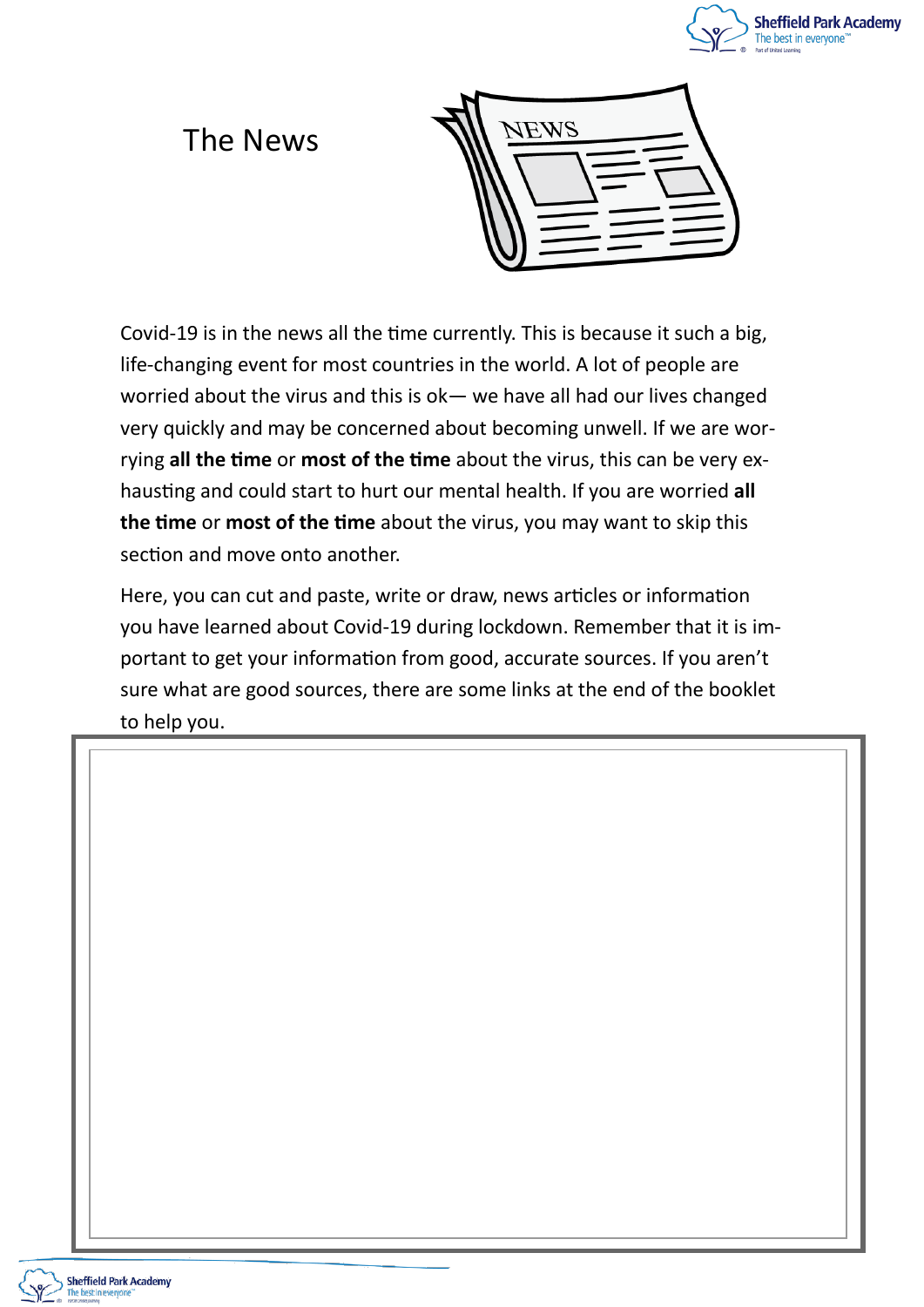# The News

Covid-19 is in the news all the time currently. This is because it such a big, life-changing event for most countries in the world. A lot of people are worried about the virus and this is ok— we have all had our lives changed very quickly and may be concerned about becoming unwell. If we are worrying **all the time** or **most of the time** about the virus, this can be very exhausting and could start to hurt our mental health. If you are worried **all the time** or **most of the time** about the virus, you may want to skip this section and move onto another.

Here, you can cut and paste, write or draw, news articles or information you have learned about Covid-19 during lockdown. Remember that it is important to get your information from good, accurate sources. If you aren't sure what are good sources, there are some links at the end of the booklet to help you.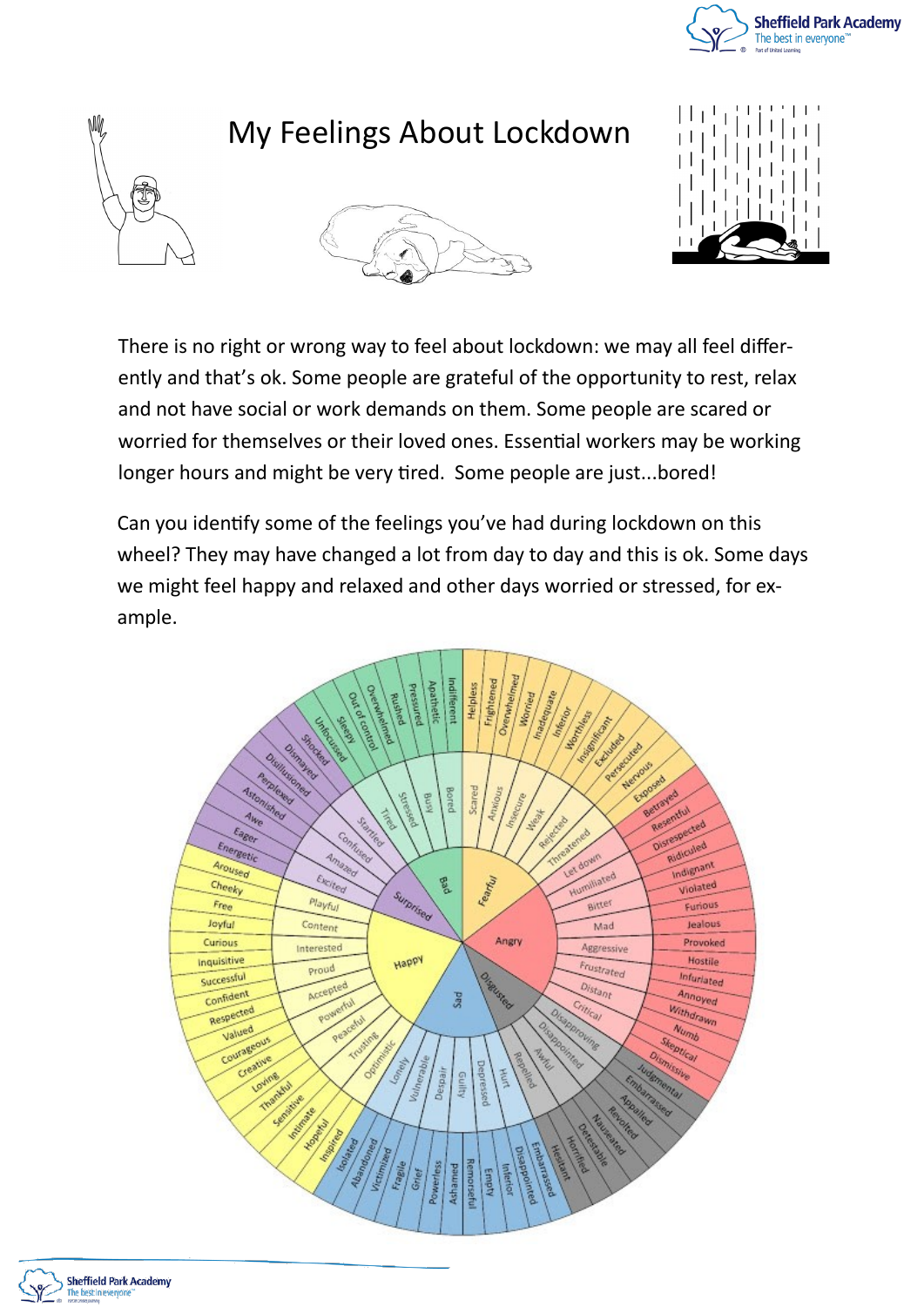# My Feelings About Lockdown

There is no right or wrong way to feel about lockdown: we may all feel differently and that's ok. Some people are grateful of the opportunity to rest, relax and not have social or work demands on them. Some people are scared or worried for themselves or their loved ones. Essential workers may be working longer hours and might be very tired. Some people are just...bored!

Can you identify some of the feelings you've had during lockdown on this wheel? They may have changed a lot from day to day and this is ok. Some days we might feel happy and relaxed and other days worried or stressed, for example.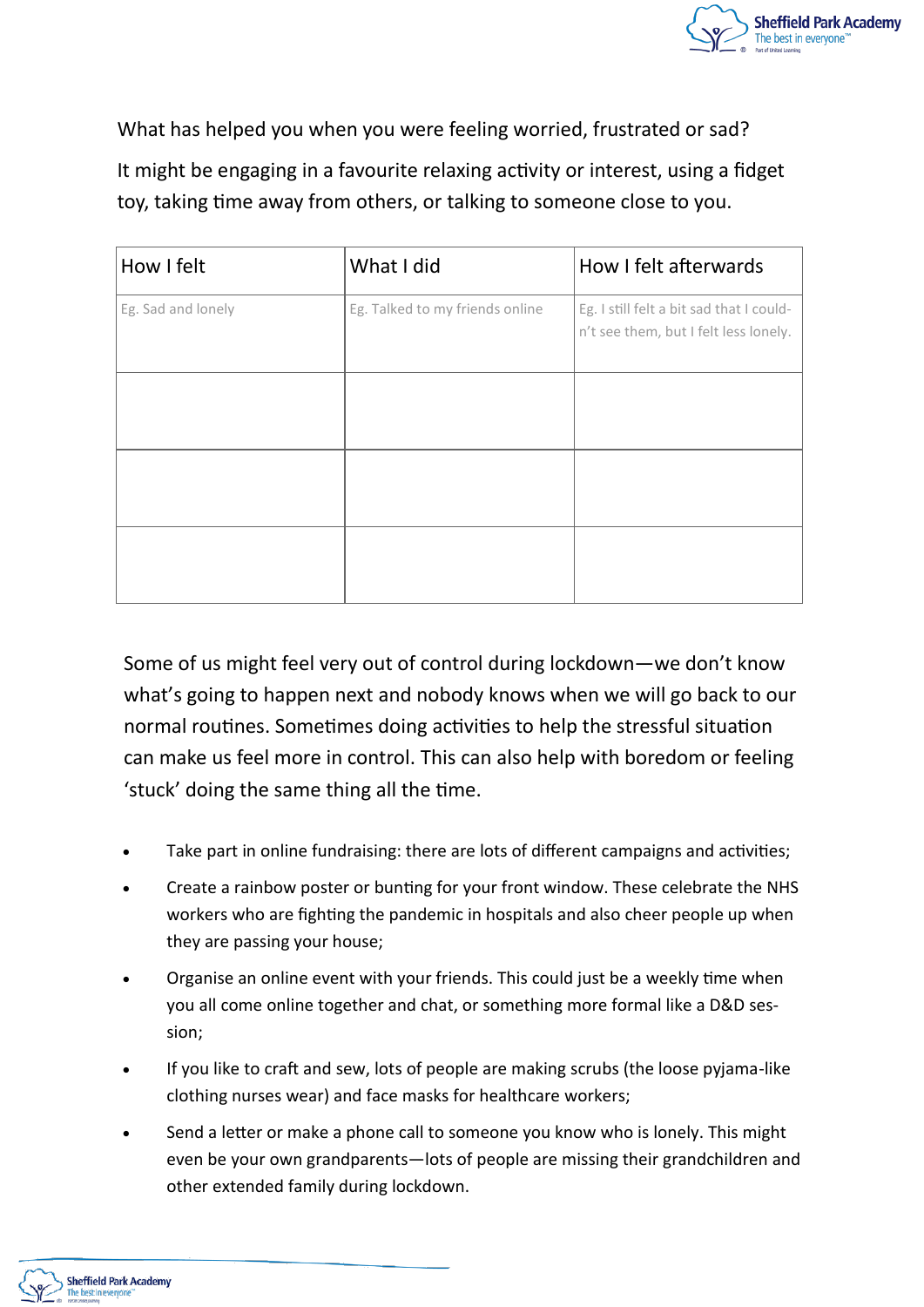What has helped you when you were feeling worried, frustrated or sad?

It might be engaging in a favourite relaxing activity or interest, using a fidget toy, taking time away from others, or talking to someone close to you.

| How I felt | What I did | How I felt afterwards |
|---|---|---|
| Eg. Sad and lonely | Eg. Talked to my friends online | Eg. I still felt a bit sad that I couldn't see them, but I felt less lonely. |
| | | |
| | | |
| | | |

Some of us might feel very out of control during lockdown—we don't know what's going to happen next and nobody knows when we will go back to our normal routines. Sometimes doing activities to help the stressful situation can make us feel more in control. This can also help with boredom or feeling 'stuck' doing the same thing all the time.

- Take part in online fundraising: there are lots of different campaigns and activities;
- Create a rainbow poster or bunting for your front window. These celebrate the NHS workers who are fighting the pandemic in hospitals and also cheer people up when they are passing your house;
- Organise an online event with your friends. This could just be a weekly time when you all come online together and chat, or something more formal like a D&D session;
- If you like to craft and sew, lots of people are making scrubs (the loose pyjama-like clothing nurses wear) and face masks for healthcare workers;
- Send a letter or make a phone call to someone you know who is lonely. This might even be your own grandparents—lots of people are missing their grandchildren and other extended family during lockdown.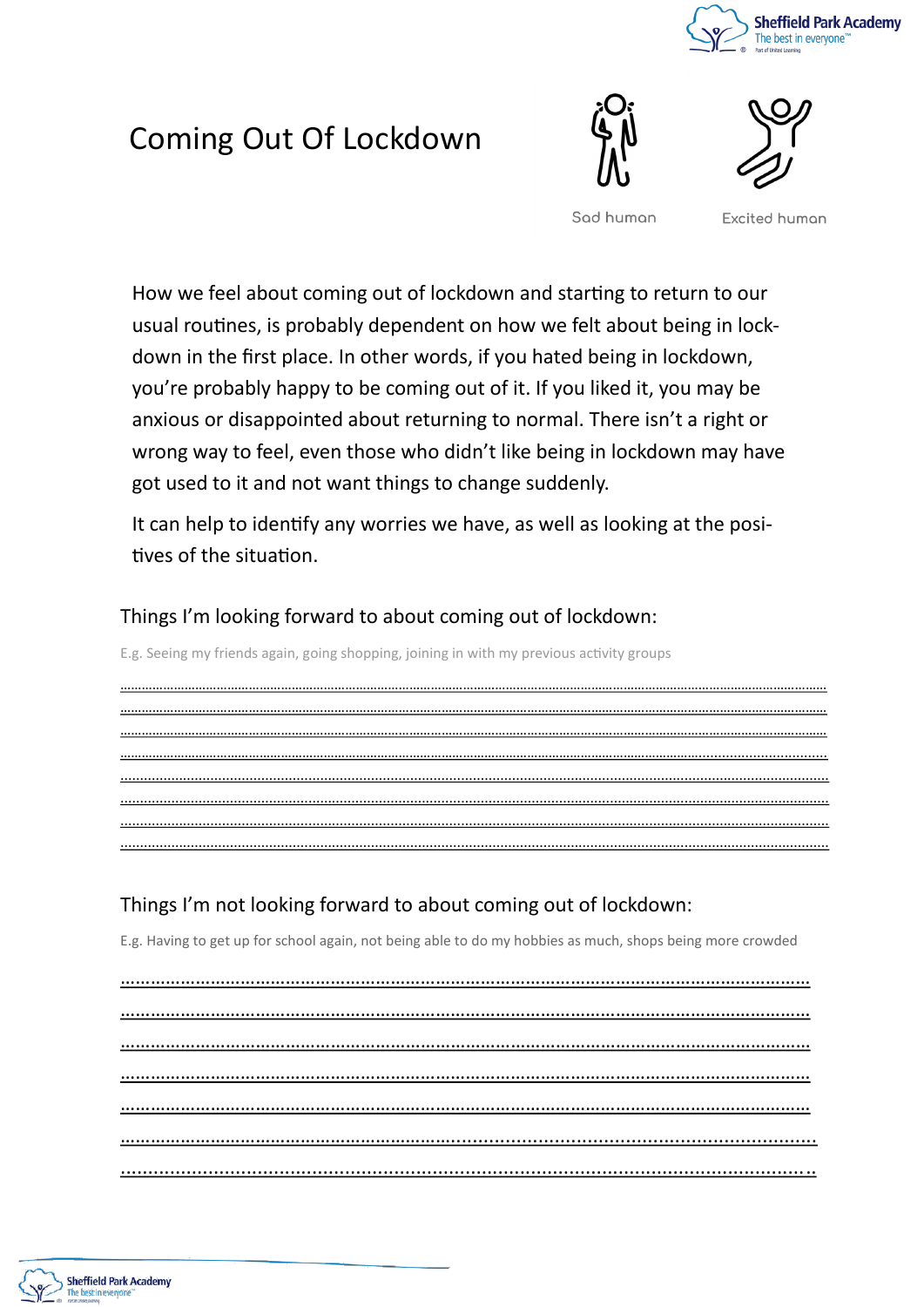# Coming Out Of Lockdown

Sad human

Excited human

How we feel about coming out of lockdown and starting to return to our usual routines, is probably dependent on how we felt about being in lockdown in the first place. In other words, if you hated being in lockdown, you're probably happy to be coming out of it. If you liked it, you may be anxious or disappointed about returning to normal. There isn't a right or wrong way to feel, even those who didn't like being in lockdown may have got used to it and not want things to change suddenly.

It can help to identify any worries we have, as well as looking at the positives of the situation.

## Things I'm looking forward to about coming out of lockdown:

E.g. Seeing my friends again, going shopping, joining in with my previous activity groups

.......................................................................................................................................................

.......................................................................................................................................................

.......................................................................................................................................................

.......................................................................................................................................................

.......................................................................................................................................................

.......................................................................................................................................................

.......................................................................................................................................................

.......................................................................................................................................................

## Things I'm not looking forward to about coming out of lockdown:

E.g. Having to get up for school again, not being able to do my hobbies as much, shops being more crowded

.......................................................................................................................................................

.......................................................................................................................................................

.......................................................................................................................................................

.......................................................................................................................................................

.......................................................................................................................................................

.......................................................................................................................................................

.......................................................................................................................................................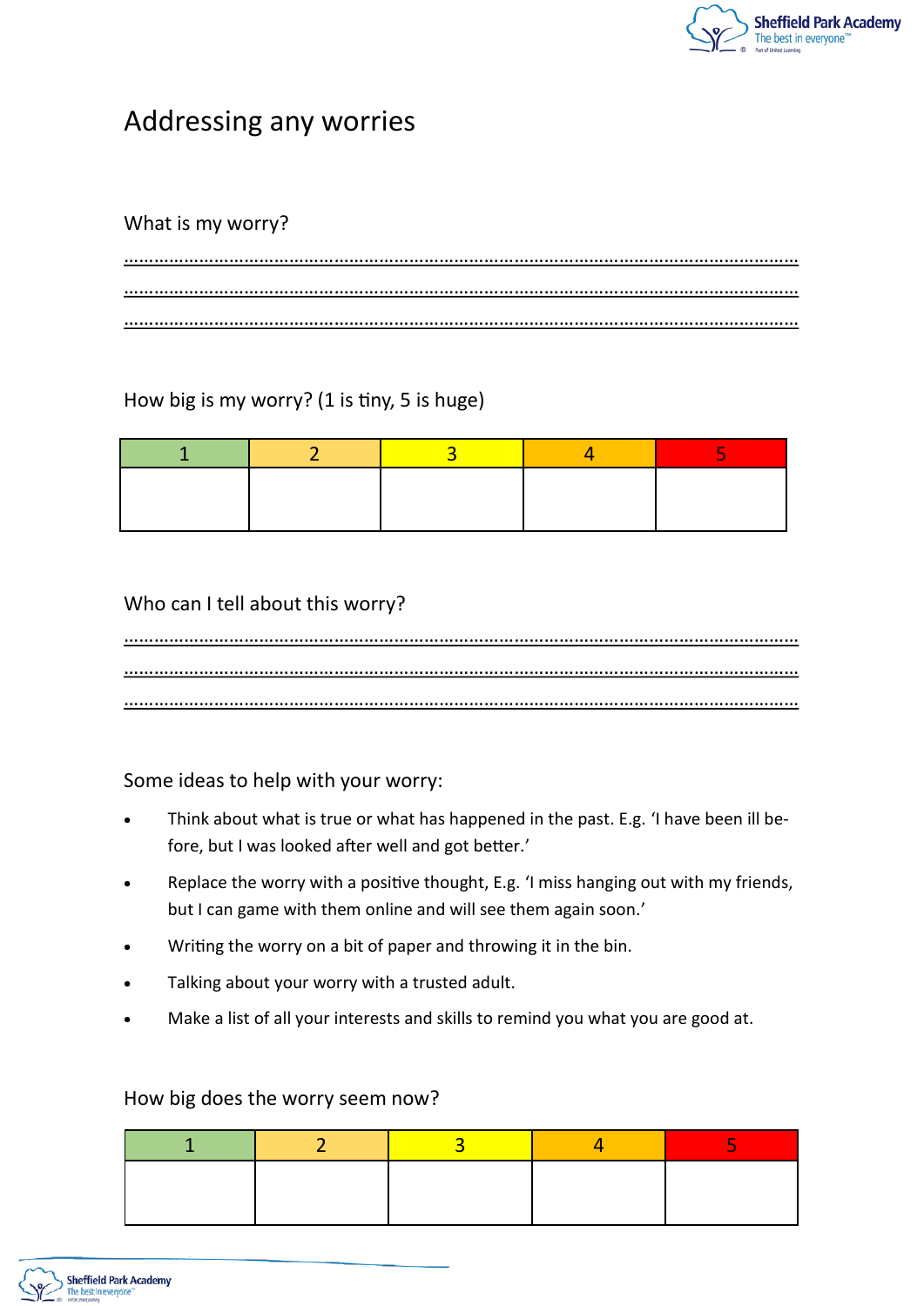# Addressing any worries

What is my worry?

.................................................................................................................................................

.................................................................................................................................................

.................................................................................................................................................

How big is my worry? (1 is tiny, 5 is huge)

| 1 | 2 | 3 | 4 | 5 |
|---|---|---|---|---|
| | | | | |

Who can I tell about this worry?

.................................................................................................................................................

.................................................................................................................................................

.................................................................................................................................................

Some ideas to help with your worry:

- Think about what is true or what has happened in the past. E.g. 'I have been ill before, but I was looked after well and got better.'
- Replace the worry with a positive thought, E.g. 'I miss hanging out with my friends, but I can game with them online and will see them again soon.'
- Writing the worry on a bit of paper and throwing it in the bin.
- Talking about your worry with a trusted adult.
- Make a list of all your interests and skills to remind you what you are good at.

How big does the worry seem now?

| 1 | 2 | 3 | 4 | 5 |
|---|---|---|---|---|
| | | | | |